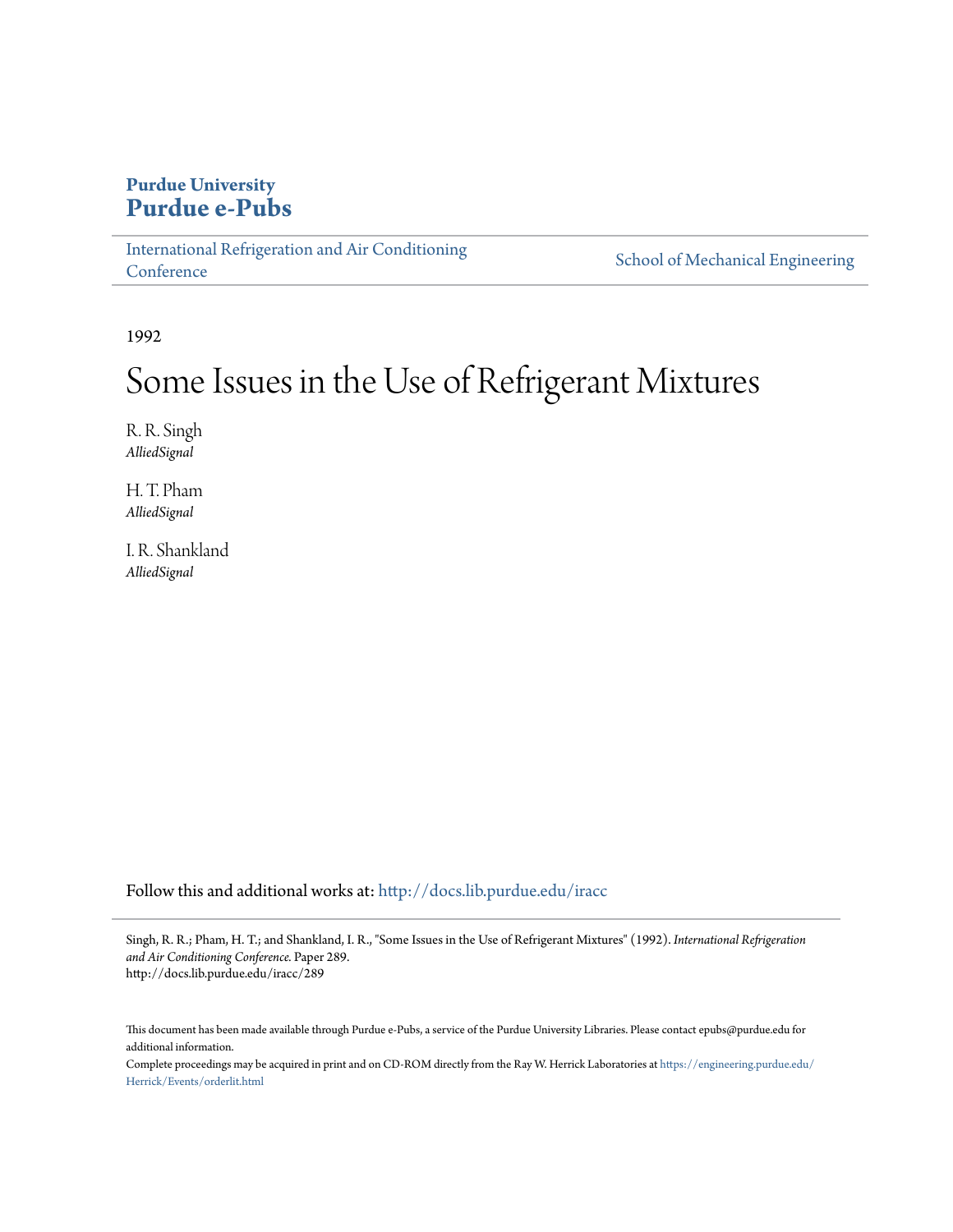**Purdue University**
**Purdue e-Pubs**

International Refrigeration and Air Conditioning Conference | School of Mechanical Engineering

1992

# Some Issues in the Use of Refrigerant Mixtures

R. R. Singh
*AlliedSignal*

H. T. Pham
*AlliedSignal*

I. R. Shankland
*AlliedSignal*

Follow this and additional works at: http://docs.lib.purdue.edu/iracc

Singh, R. R.; Pham, H. T.; and Shankland, I. R., "Some Issues in the Use of Refrigerant Mixtures" (1992). *International Refrigeration and Air Conditioning Conference.* Paper 289.
http://docs.lib.purdue.edu/iracc/289

This document has been made available through Purdue e-Pubs, a service of the Purdue University Libraries. Please contact epubs@purdue.edu for additional information.

Complete proceedings may be acquired in print and on CD-ROM directly from the Ray W. Herrick Laboratories at https://engineering.purdue.edu/Herrick/Events/orderlit.html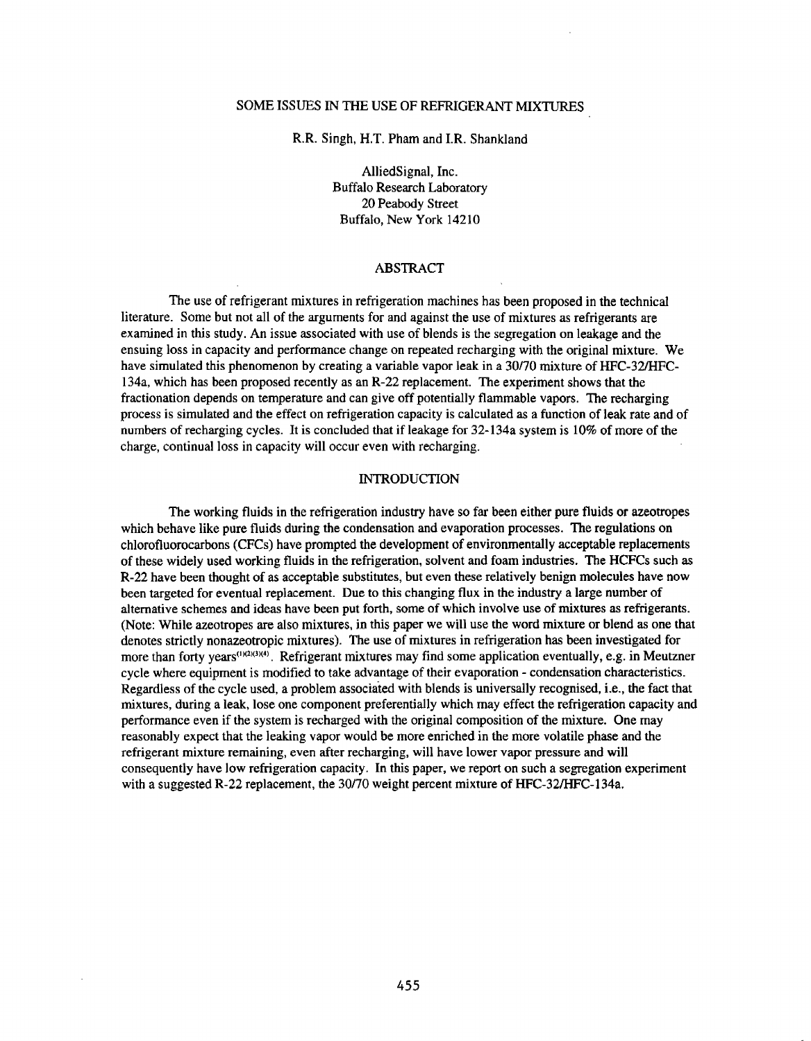# SOME ISSUES IN THE USE OF REFRIGERANT MIXTURES

R.R. Singh, H.T. Pham and I.R. Shankland

AlliedSignal, Inc.
Buffalo Research Laboratory
20 Peabody Street
Buffalo, New York 14210

## ABSTRACT

The use of refrigerant mixtures in refrigeration machines has been proposed in the technical literature. Some but not all of the arguments for and against the use of mixtures as refrigerants are examined in this study. An issue associated with use of blends is the segregation on leakage and the ensuing loss in capacity and performance change on repeated recharging with the original mixture. We have simulated this phenomenon by creating a variable vapor leak in a 30/70 mixture of HFC-32/HFC-134a, which has been proposed recently as an R-22 replacement. The experiment shows that the fractionation depends on temperature and can give off potentially flammable vapors. The recharging process is simulated and the effect on refrigeration capacity is calculated as a function of leak rate and of numbers of recharging cycles. It is concluded that if leakage for 32-134a system is 10% of more of the charge, continual loss in capacity will occur even with recharging.

## INTRODUCTION

The working fluids in the refrigeration industry have so far been either pure fluids or azeotropes which behave like pure fluids during the condensation and evaporation processes. The regulations on chlorofluorocarbons (CFCs) have prompted the development of environmentally acceptable replacements of these widely used working fluids in the refrigeration, solvent and foam industries. The HCFCs such as R-22 have been thought of as acceptable substitutes, but even these relatively benign molecules have now been targeted for eventual replacement. Due to this changing flux in the industry a large number of alternative schemes and ideas have been put forth, some of which involve use of mixtures as refrigerants. (Note: While azeotropes are also mixtures, in this paper we will use the word mixture or blend as one that denotes strictly nonazeotropic mixtures). The use of mixtures in refrigeration has been investigated for more than forty years[1][2][3][4]. Refrigerant mixtures may find some application eventually, e.g. in Meutzner cycle where equipment is modified to take advantage of their evaporation - condensation characteristics. Regardless of the cycle used, a problem associated with blends is universally recognised, i.e., the fact that mixtures, during a leak, lose one component preferentially which may effect the refrigeration capacity and performance even if the system is recharged with the original composition of the mixture. One may reasonably expect that the leaking vapor would be more enriched in the more volatile phase and the refrigerant mixture remaining, even after recharging, will have lower vapor pressure and will consequently have low refrigeration capacity. In this paper, we report on such a segregation experiment with a suggested R-22 replacement, the 30/70 weight percent mixture of HFC-32/HFC-134a.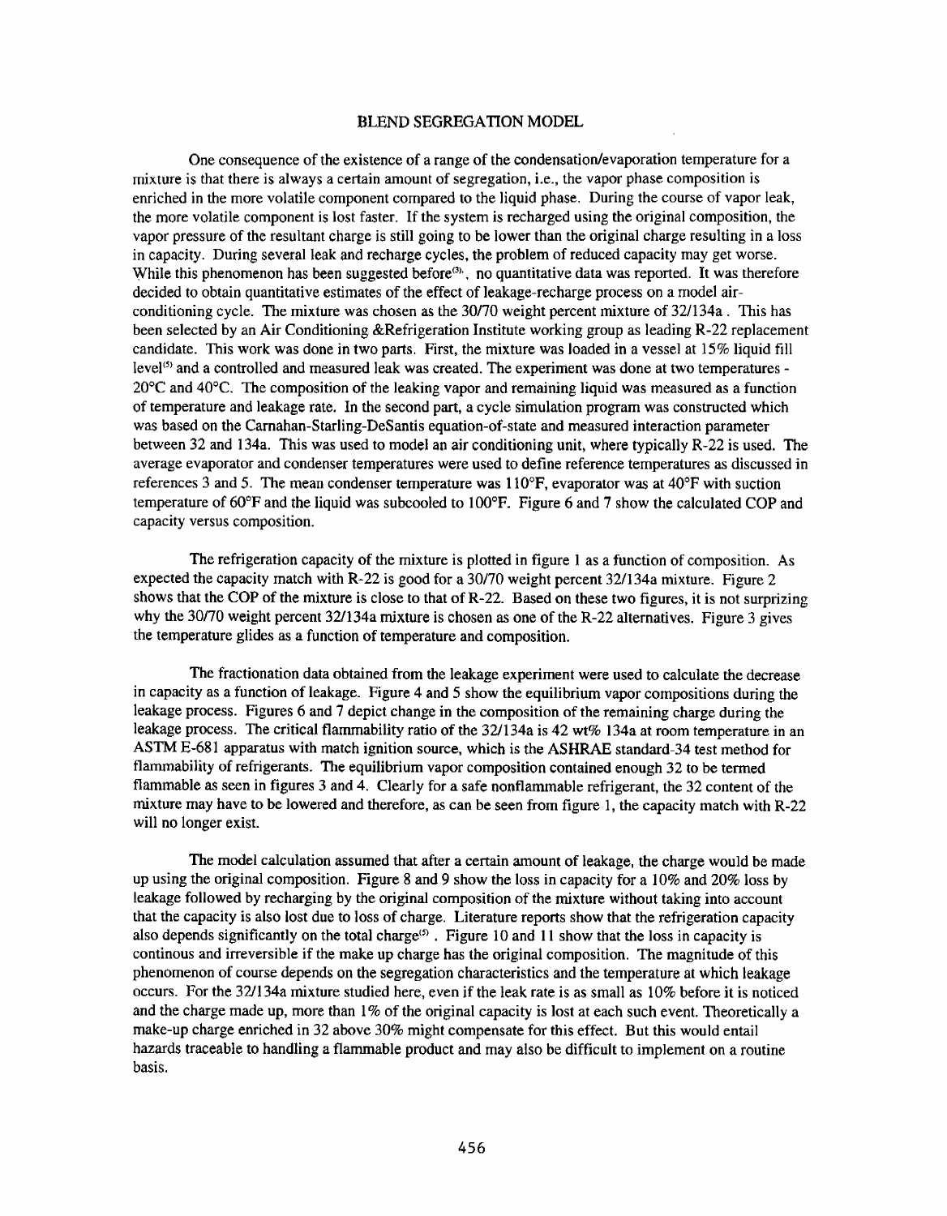## BLEND SEGREGATION MODEL

One consequence of the existence of a range of the condensation/evaporation temperature for a mixture is that there is always a certain amount of segregation, i.e., the vapor phase composition is enriched in the more volatile component compared to the liquid phase. During the course of vapor leak, the more volatile component is lost faster. If the system is recharged using the original composition, the vapor pressure of the resultant charge is still going to be lower than the original charge resulting in a loss in capacity. During several leak and recharge cycles, the problem of reduced capacity may get worse. While this phenomenon has been suggested before[3], no quantitative data was reported. It was therefore decided to obtain quantitative estimates of the effect of leakage-recharge process on a model air-conditioning cycle. The mixture was chosen as the 30/70 weight percent mixture of 32/134a . This has been selected by an Air Conditioning &Refrigeration Institute working group as leading R-22 replacement candidate. This work was done in two parts. First, the mixture was loaded in a vessel at 15% liquid fill level[5] and a controlled and measured leak was created. The experiment was done at two temperatures - 20°C and 40°C. The composition of the leaking vapor and remaining liquid was measured as a function of temperature and leakage rate. In the second part, a cycle simulation program was constructed which was based on the Carnahan-Starling-DeSantis equation-of-state and measured interaction parameter between 32 and 134a. This was used to model an air conditioning unit, where typically R-22 is used. The average evaporator and condenser temperatures were used to define reference temperatures as discussed in references 3 and 5. The mean condenser temperature was 110°F, evaporator was at 40°F with suction temperature of 60°F and the liquid was subcooled to 100°F. Figure 6 and 7 show the calculated COP and capacity versus composition.

The refrigeration capacity of the mixture is plotted in figure 1 as a function of composition. As expected the capacity match with R-22 is good for a 30/70 weight percent 32/134a mixture. Figure 2 shows that the COP of the mixture is close to that of R-22. Based on these two figures, it is not surprizing why the 30/70 weight percent 32/134a mixture is chosen as one of the R-22 alternatives. Figure 3 gives the temperature glides as a function of temperature and composition.

The fractionation data obtained from the leakage experiment were used to calculate the decrease in capacity as a function of leakage. Figure 4 and 5 show the equilibrium vapor compositions during the leakage process. Figures 6 and 7 depict change in the composition of the remaining charge during the leakage process. The critical flammability ratio of the 32/134a is 42 wt% 134a at room temperature in an ASTM E-681 apparatus with match ignition source, which is the ASHRAE standard-34 test method for flammability of refrigerants. The equilibrium vapor composition contained enough 32 to be termed flammable as seen in figures 3 and 4. Clearly for a safe nonflammable refrigerant, the 32 content of the mixture may have to be lowered and therefore, as can be seen from figure 1, the capacity match with R-22 will no longer exist.

The model calculation assumed that after a certain amount of leakage, the charge would be made up using the original composition. Figure 8 and 9 show the loss in capacity for a 10% and 20% loss by leakage followed by recharging by the original composition of the mixture without taking into account that the capacity is also lost due to loss of charge. Literature reports show that the refrigeration capacity also depends significantly on the total charge[5] . Figure 10 and 11 show that the loss in capacity is continous and irreversible if the make up charge has the original composition. The magnitude of this phenomenon of course depends on the segregation characteristics and the temperature at which leakage occurs. For the 32/134a mixture studied here, even if the leak rate is as small as 10% before it is noticed and the charge made up, more than 1% of the original capacity is lost at each such event. Theoretically a make-up charge enriched in 32 above 30% might compensate for this effect. But this would entail hazards traceable to handling a flammable product and may also be difficult to implement on a routine basis.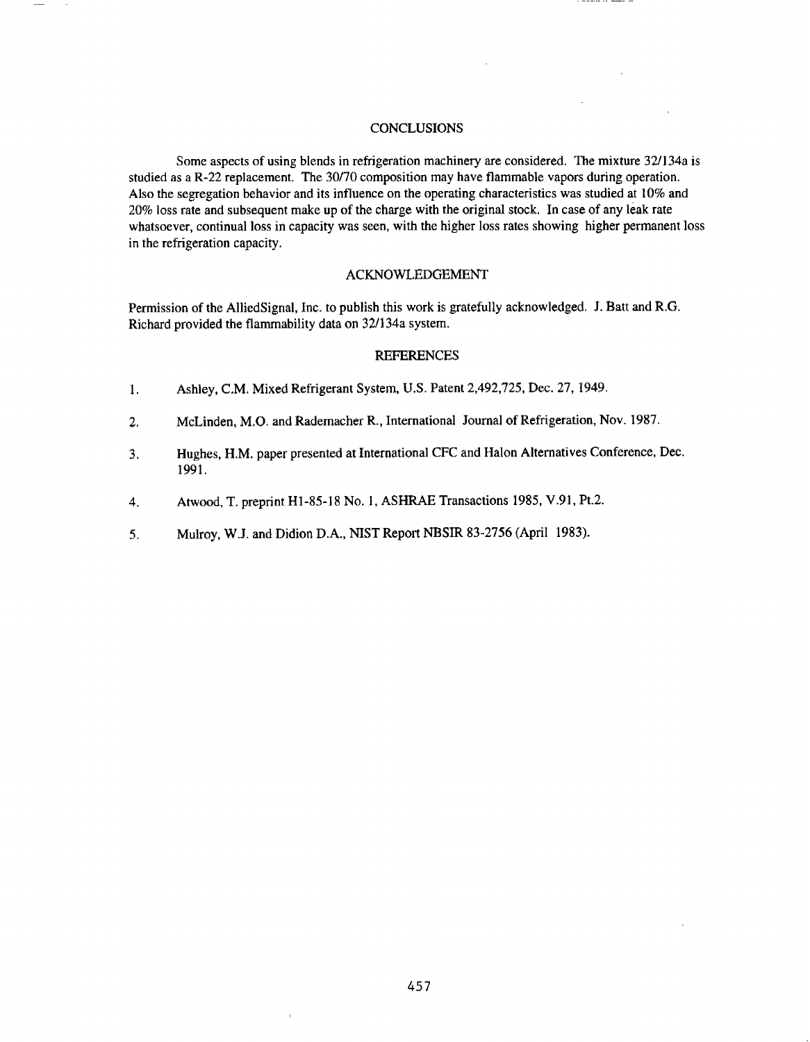## CONCLUSIONS

Some aspects of using blends in refrigeration machinery are considered. The mixture 32/134a is studied as a R-22 replacement. The 30/70 composition may have flammable vapors during operation. Also the segregation behavior and its influence on the operating characteristics was studied at 10% and 20% loss rate and subsequent make up of the charge with the original stock. In case of any leak rate whatsoever, continual loss in capacity was seen, with the higher loss rates showing higher permanent loss in the refrigeration capacity.

## ACKNOWLEDGEMENT

Permission of the AlliedSignal, Inc. to publish this work is gratefully acknowledged. J. Batt and R.G. Richard provided the flammability data on 32/134a system.

## REFERENCES

1. Ashley, C.M. Mixed Refrigerant System, U.S. Patent 2,492,725, Dec. 27, 1949.
2. McLinden, M.O. and Rademacher R., International Journal of Refrigeration, Nov. 1987.
3. Hughes, H.M. paper presented at International CFC and Halon Alternatives Conference, Dec. 1991.
4. Atwood, T. preprint H1-85-18 No. 1, ASHRAE Transactions 1985, V.91, Pt.2.
5. Mulroy, W.J. and Didion D.A., NIST Report NBSIR 83-2756 (April 1983).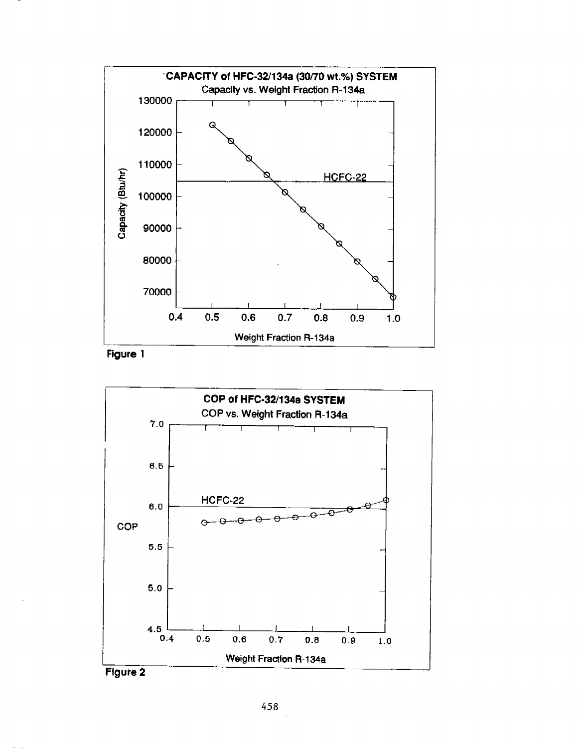**CAPACITY of HFC-32/134a (30/70 wt.%) SYSTEM**

Capacity vs. Weight Fraction R-134a

**Figure 1**

**COP of HFC-32/134a SYSTEM**

COP vs. Weight Fraction R-134a

**Figure 2**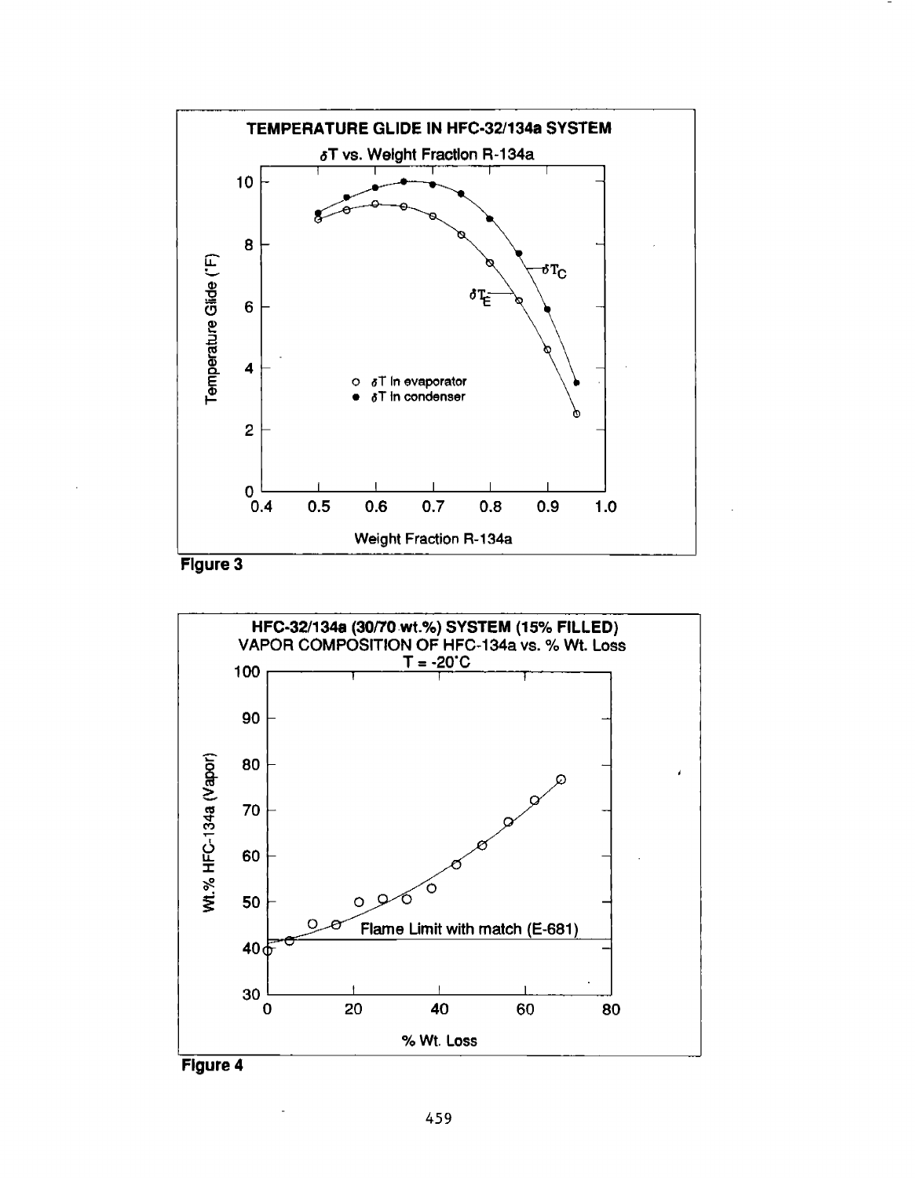**TEMPERATURE GLIDE IN HFC-32/134a SYSTEM**

$\delta T$ vs. Weight Fraction R-134a

**Figure 3**

**HFC-32/134a (30/70 wt.%) SYSTEM (15% FILLED)**

VAPOR COMPOSITION OF HFC-134a vs. % Wt. Loss

T = -20°C

**Figure 4**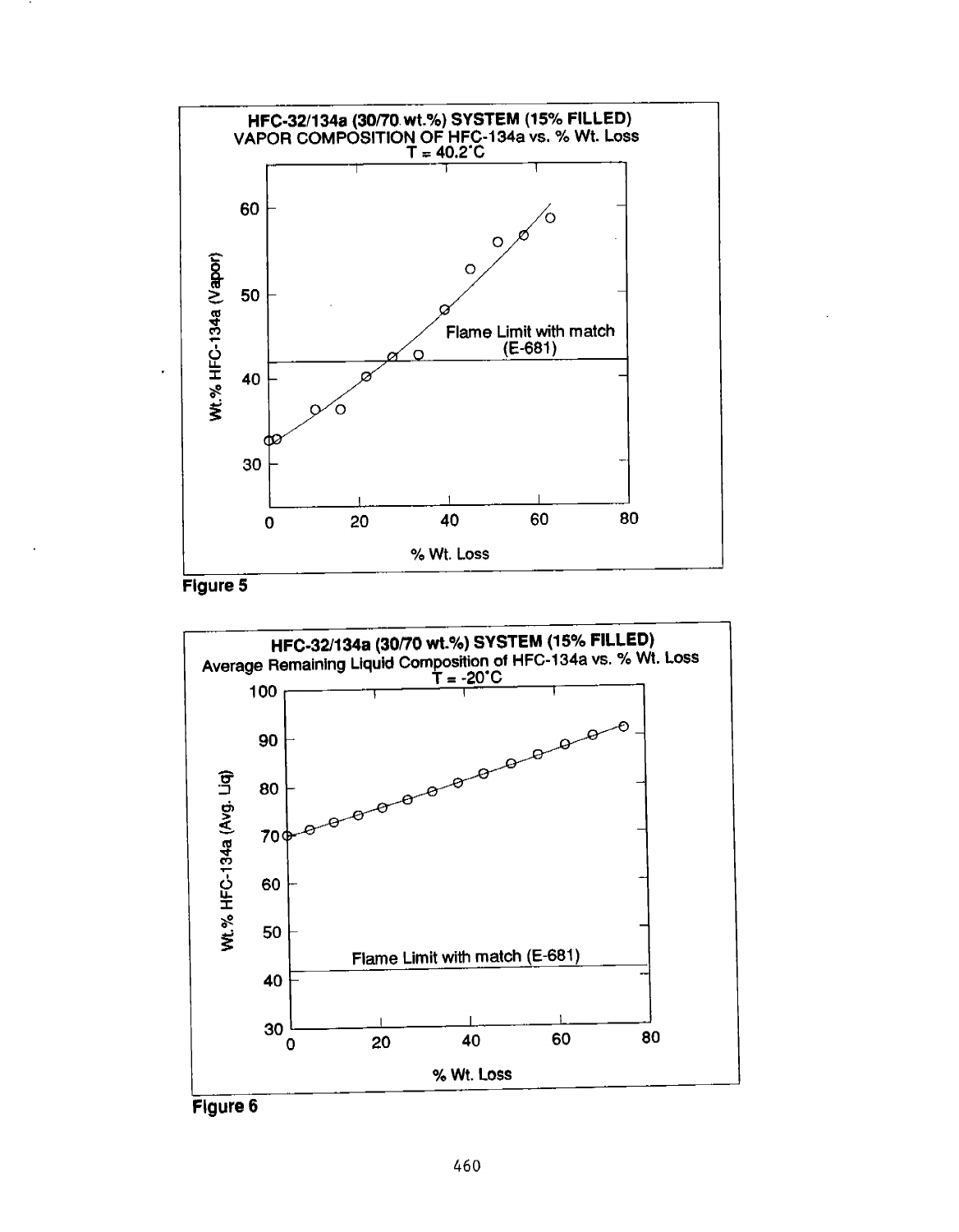**HFC-32/134a (30/70 wt.%) SYSTEM (15% FILLED)**
VAPOR COMPOSITION OF HFC-134a vs. % Wt. Loss
T = 40.2°C

Flame Limit with match (E-681)

Wt.% HFC-134a (Vapor)

% Wt. Loss

Figure 5

**HFC-32/134a (30/70 wt.%) SYSTEM (15% FILLED)**
Average Remaining Liquid Composition of HFC-134a vs. % Wt. Loss
T = -20°C

Flame Limit with match (E-681)

Wt.% HFC-134a (Avg. Liq)

% Wt. Loss

Figure 6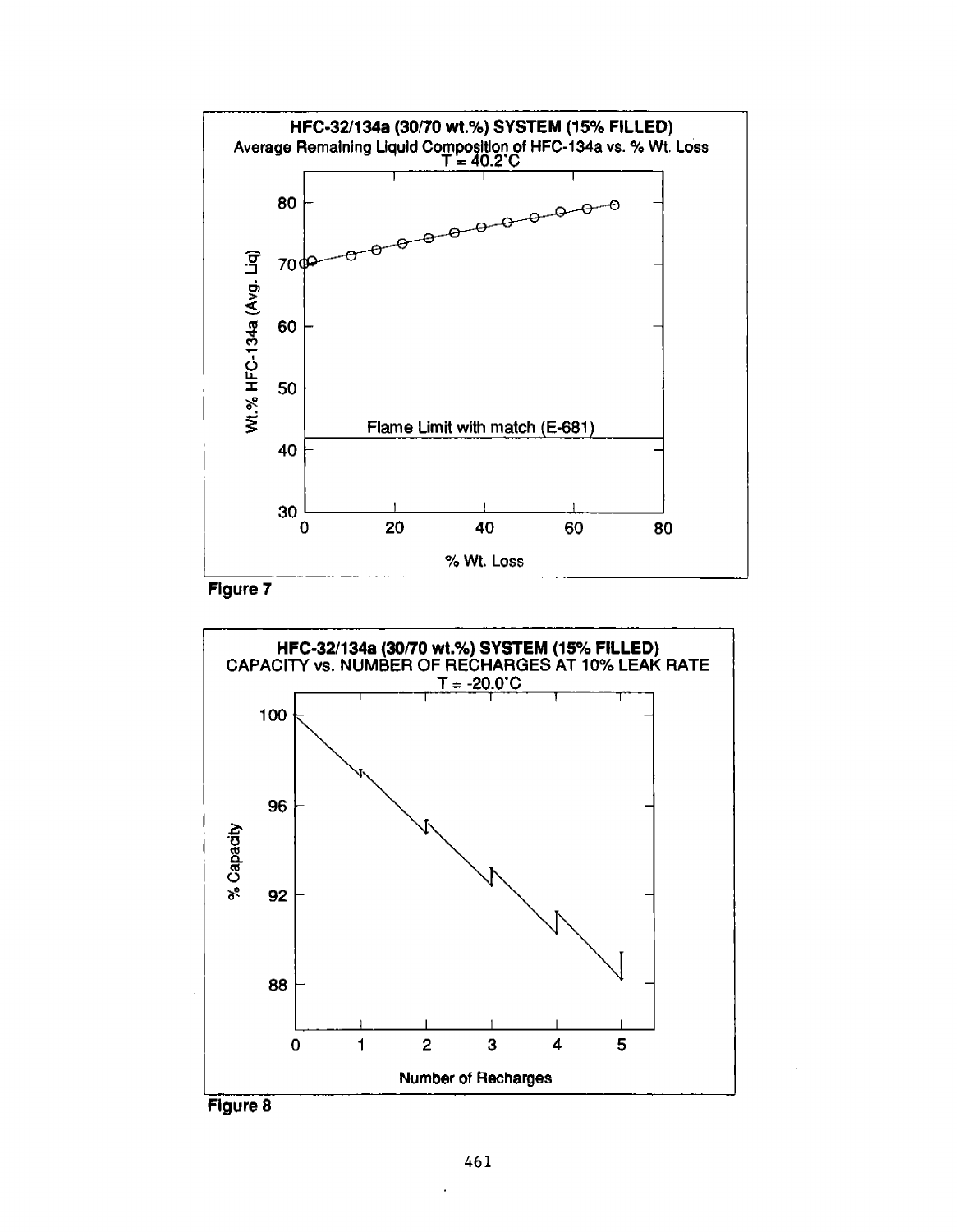Figure 7

Figure 8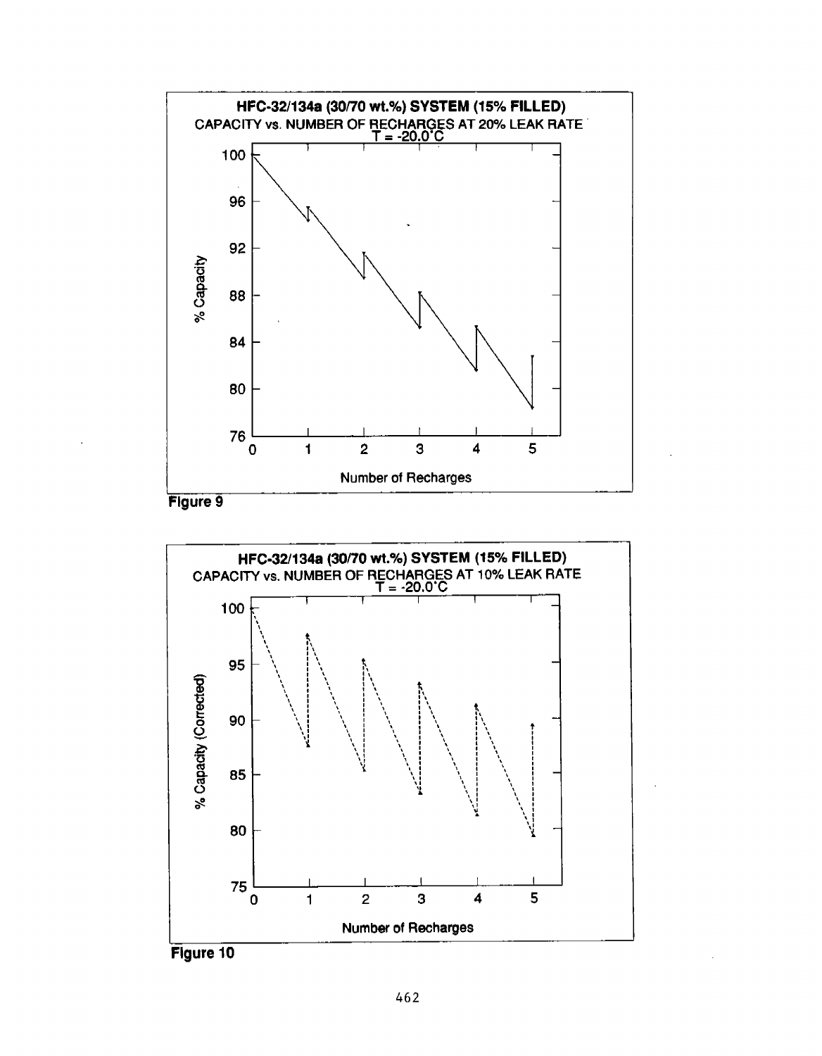**HFC-32/134a (30/70 wt.%) SYSTEM (15% FILLED)**

CAPACITY vs. NUMBER OF RECHARGES AT 20% LEAK RATE

T = -20.0°C

Figure 9

**HFC-32/134a (30/70 wt.%) SYSTEM (15% FILLED)**

CAPACITY vs. NUMBER OF RECHARGES AT 10% LEAK RATE

T = -20.0°C

Figure 10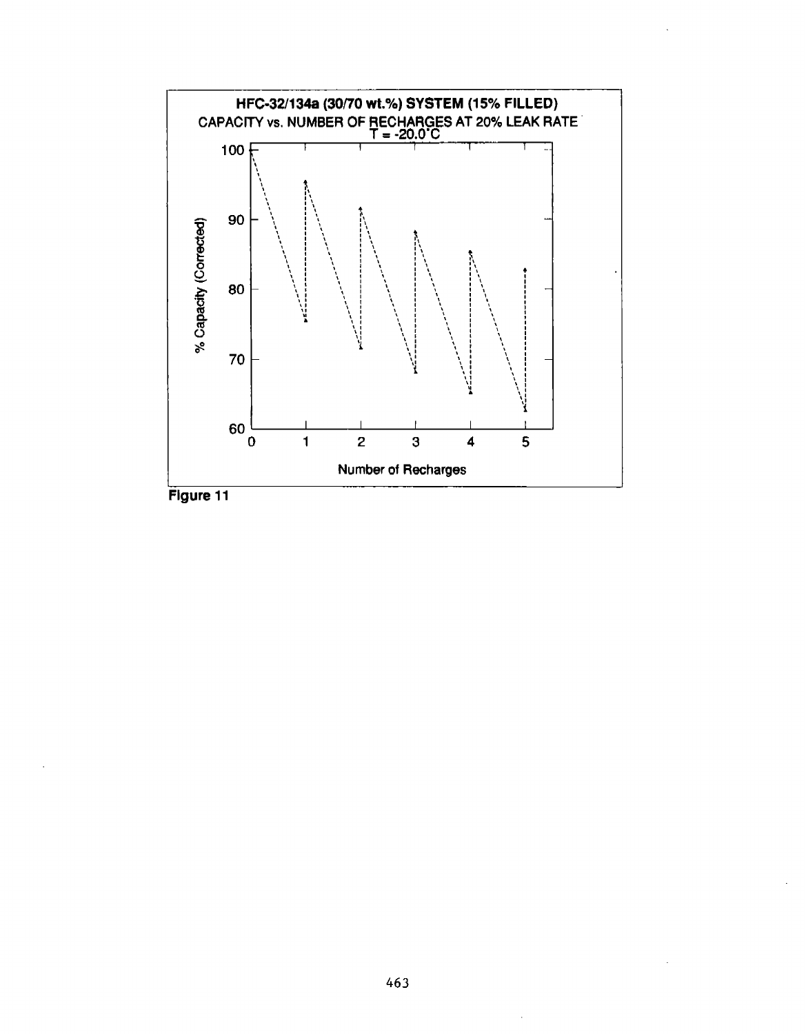HFC-32/134a (30/70 wt.%) SYSTEM (15% FILLED)
CAPACITY vs. NUMBER OF RECHARGES AT 20% LEAK RATE
T = -20.0°C

% Capacity (Corrected)

100
90
80
70
60

0 1 2 3 4 5

Number of Recharges

Figure 11